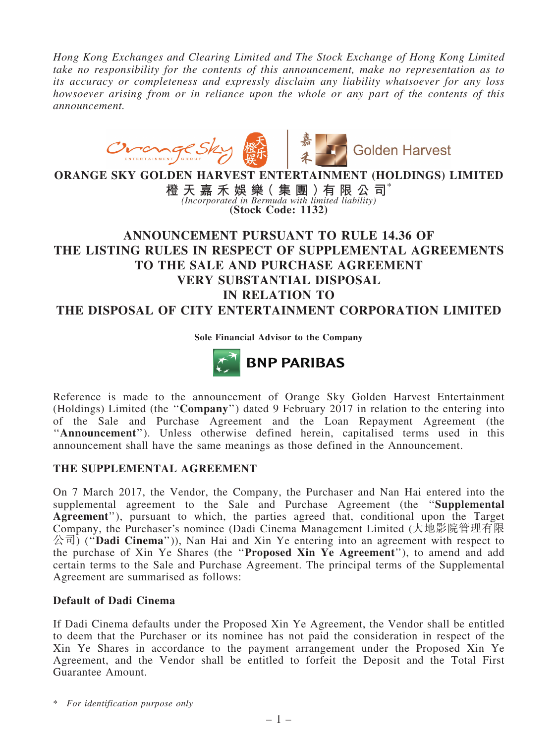*Hong Kong Exchanges and Clearing Limited and The Stock Exchange of Hong Kong Limited take no responsibility for the contents of this announcement, make no representation as to its accuracy or completeness and expressly disclaim any liability whatsoever for any loss howsoever arising from or in reliance upon the whole or any part of the contents of this announcement.*

**ORANGE SKY GOLDEN HARVEST ENTERTAINMENT (HOLDINGS) LIMITED**

**橙天嘉禾娛樂(集團)有限公司***

*(Incorporated in Bermuda with limited liability)*

**(Stock Code: 1132)**

# ANNOUNCEMENT PURSUANT TO RULE 14.36 OF THE LISTING RULES IN RESPECT OF SUPPLEMENTAL AGREEMENTS TO THE SALE AND PURCHASE AGREEMENT VERY SUBSTANTIAL DISPOSAL IN RELATION TO THE DISPOSAL OF CITY ENTERTAINMENT CORPORATION LIMITED

**Sole Financial Advisor to the Company**

**BNP PARIBAS**

Reference is made to the announcement of Orange Sky Golden Harvest Entertainment (Holdings) Limited (the "**Company**") dated 9 February 2017 in relation to the entering into of the Sale and Purchase Agreement and the Loan Repayment Agreement (the "**Announcement**"). Unless otherwise defined herein, capitalised terms used in this announcement shall have the same meanings as those defined in the Announcement.

## THE SUPPLEMENTAL AGREEMENT

On 7 March 2017, the Vendor, the Company, the Purchaser and Nan Hai entered into the supplemental agreement to the Sale and Purchase Agreement (the "**Supplemental Agreement**"), pursuant to which, the parties agreed that, conditional upon the Target Company, the Purchaser's nominee (Dadi Cinema Management Limited (大地影院管理有限公司) ("**Dadi Cinema**")), Nan Hai and Xin Ye entering into an agreement with respect to the purchase of Xin Ye Shares (the "**Proposed Xin Ye Agreement**"), to amend and add certain terms to the Sale and Purchase Agreement. The principal terms of the Supplemental Agreement are summarised as follows:

### Default of Dadi Cinema

If Dadi Cinema defaults under the Proposed Xin Ye Agreement, the Vendor shall be entitled to deem that the Purchaser or its nominee has not paid the consideration in respect of the Xin Ye Shares in accordance to the payment arrangement under the Proposed Xin Ye Agreement, and the Vendor shall be entitled to forfeit the Deposit and the Total First Guarantee Amount.

\* *For identification purpose only*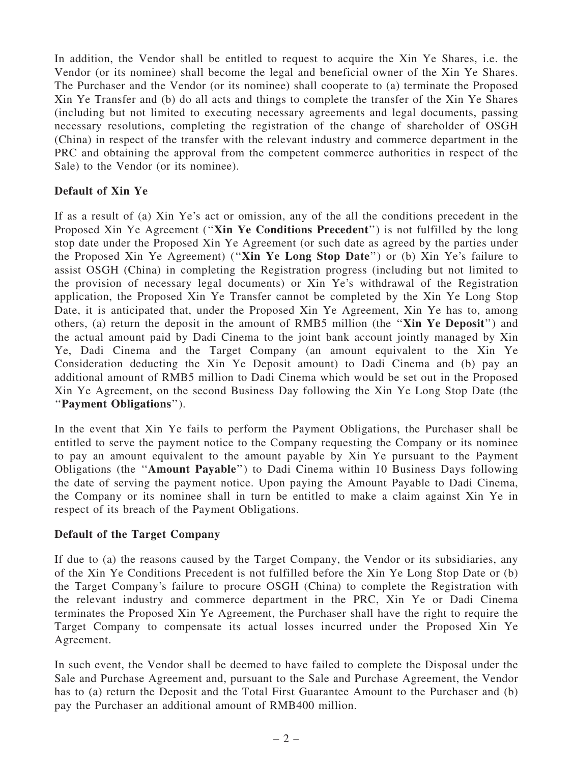In addition, the Vendor shall be entitled to request to acquire the Xin Ye Shares, i.e. the Vendor (or its nominee) shall become the legal and beneficial owner of the Xin Ye Shares. The Purchaser and the Vendor (or its nominee) shall cooperate to (a) terminate the Proposed Xin Ye Transfer and (b) do all acts and things to complete the transfer of the Xin Ye Shares (including but not limited to executing necessary agreements and legal documents, passing necessary resolutions, completing the registration of the change of shareholder of OSGH (China) in respect of the transfer with the relevant industry and commerce department in the PRC and obtaining the approval from the competent commerce authorities in respect of the Sale) to the Vendor (or its nominee).

**Default of Xin Ye**

If as a result of (a) Xin Ye's act or omission, any of the all the conditions precedent in the Proposed Xin Ye Agreement (''**Xin Ye Conditions Precedent**'') is not fulfilled by the long stop date under the Proposed Xin Ye Agreement (or such date as agreed by the parties under the Proposed Xin Ye Agreement) (''**Xin Ye Long Stop Date**'') or (b) Xin Ye's failure to assist OSGH (China) in completing the Registration progress (including but not limited to the provision of necessary legal documents) or Xin Ye's withdrawal of the Registration application, the Proposed Xin Ye Transfer cannot be completed by the Xin Ye Long Stop Date, it is anticipated that, under the Proposed Xin Ye Agreement, Xin Ye has to, among others, (a) return the deposit in the amount of RMB5 million (the ''**Xin Ye Deposit**'') and the actual amount paid by Dadi Cinema to the joint bank account jointly managed by Xin Ye, Dadi Cinema and the Target Company (an amount equivalent to the Xin Ye Consideration deducting the Xin Ye Deposit amount) to Dadi Cinema and (b) pay an additional amount of RMB5 million to Dadi Cinema which would be set out in the Proposed Xin Ye Agreement, on the second Business Day following the Xin Ye Long Stop Date (the ''**Payment Obligations**'').

In the event that Xin Ye fails to perform the Payment Obligations, the Purchaser shall be entitled to serve the payment notice to the Company requesting the Company or its nominee to pay an amount equivalent to the amount payable by Xin Ye pursuant to the Payment Obligations (the ''**Amount Payable**'') to Dadi Cinema within 10 Business Days following the date of serving the payment notice. Upon paying the Amount Payable to Dadi Cinema, the Company or its nominee shall in turn be entitled to make a claim against Xin Ye in respect of its breach of the Payment Obligations.

**Default of the Target Company**

If due to (a) the reasons caused by the Target Company, the Vendor or its subsidiaries, any of the Xin Ye Conditions Precedent is not fulfilled before the Xin Ye Long Stop Date or (b) the Target Company's failure to procure OSGH (China) to complete the Registration with the relevant industry and commerce department in the PRC, Xin Ye or Dadi Cinema terminates the Proposed Xin Ye Agreement, the Purchaser shall have the right to require the Target Company to compensate its actual losses incurred under the Proposed Xin Ye Agreement.

In such event, the Vendor shall be deemed to have failed to complete the Disposal under the Sale and Purchase Agreement and, pursuant to the Sale and Purchase Agreement, the Vendor has to (a) return the Deposit and the Total First Guarantee Amount to the Purchaser and (b) pay the Purchaser an additional amount of RMB400 million.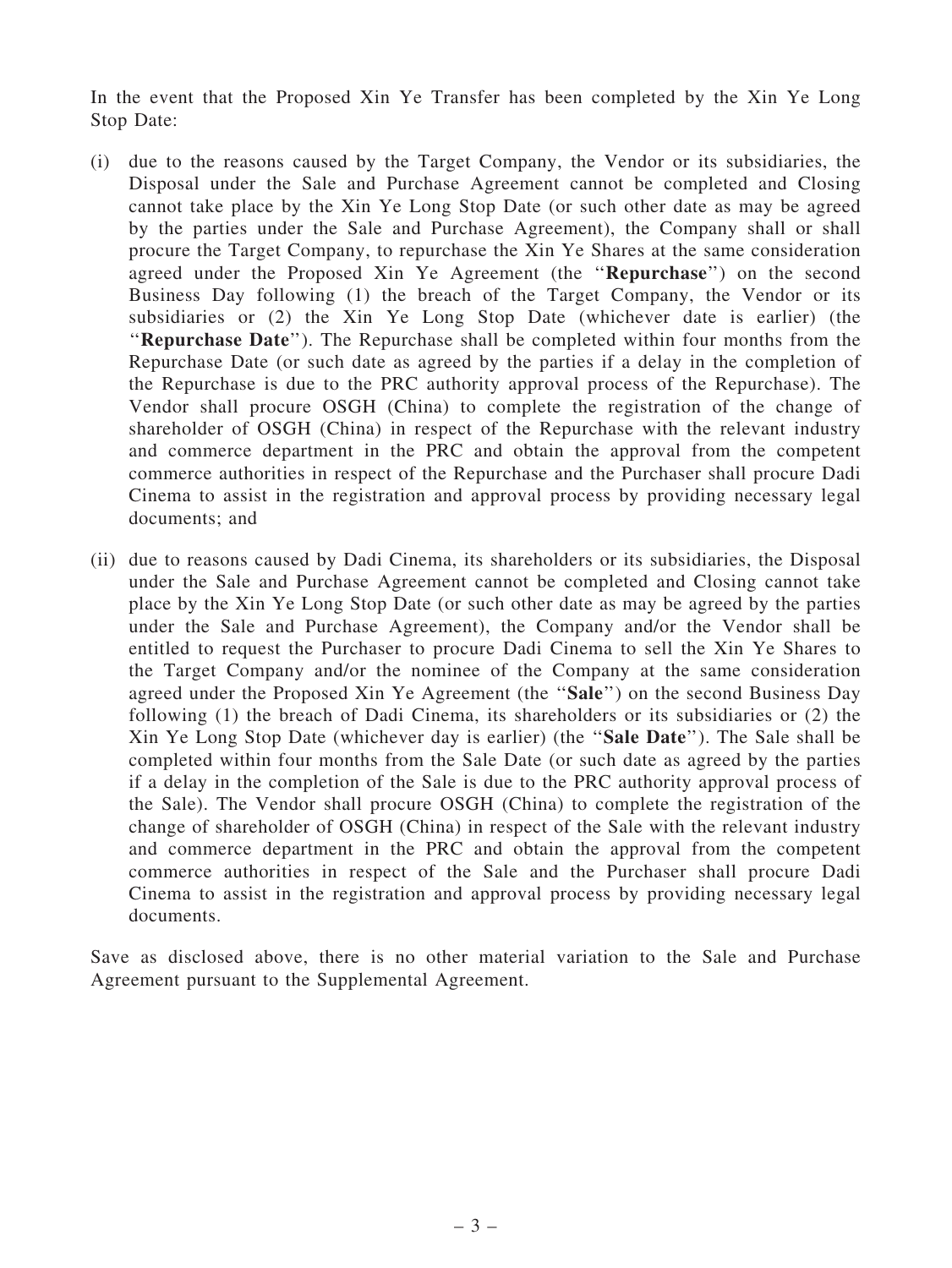In the event that the Proposed Xin Ye Transfer has been completed by the Xin Ye Long Stop Date:

(i) due to the reasons caused by the Target Company, the Vendor or its subsidiaries, the Disposal under the Sale and Purchase Agreement cannot be completed and Closing cannot take place by the Xin Ye Long Stop Date (or such other date as may be agreed by the parties under the Sale and Purchase Agreement), the Company shall or shall procure the Target Company, to repurchase the Xin Ye Shares at the same consideration agreed under the Proposed Xin Ye Agreement (the "**Repurchase**") on the second Business Day following (1) the breach of the Target Company, the Vendor or its subsidiaries or (2) the Xin Ye Long Stop Date (whichever date is earlier) (the "**Repurchase Date**"). The Repurchase shall be completed within four months from the Repurchase Date (or such date as agreed by the parties if a delay in the completion of the Repurchase is due to the PRC authority approval process of the Repurchase). The Vendor shall procure OSGH (China) to complete the registration of the change of shareholder of OSGH (China) in respect of the Repurchase with the relevant industry and commerce department in the PRC and obtain the approval from the competent commerce authorities in respect of the Repurchase and the Purchaser shall procure Dadi Cinema to assist in the registration and approval process by providing necessary legal documents; and

(ii) due to reasons caused by Dadi Cinema, its shareholders or its subsidiaries, the Disposal under the Sale and Purchase Agreement cannot be completed and Closing cannot take place by the Xin Ye Long Stop Date (or such other date as may be agreed by the parties under the Sale and Purchase Agreement), the Company and/or the Vendor shall be entitled to request the Purchaser to procure Dadi Cinema to sell the Xin Ye Shares to the Target Company and/or the nominee of the Company at the same consideration agreed under the Proposed Xin Ye Agreement (the "**Sale**") on the second Business Day following (1) the breach of Dadi Cinema, its shareholders or its subsidiaries or (2) the Xin Ye Long Stop Date (whichever day is earlier) (the "**Sale Date**"). The Sale shall be completed within four months from the Sale Date (or such date as agreed by the parties if a delay in the completion of the Sale is due to the PRC authority approval process of the Sale). The Vendor shall procure OSGH (China) to complete the registration of the change of shareholder of OSGH (China) in respect of the Sale with the relevant industry and commerce department in the PRC and obtain the approval from the competent commerce authorities in respect of the Sale and the Purchaser shall procure Dadi Cinema to assist in the registration and approval process by providing necessary legal documents.

Save as disclosed above, there is no other material variation to the Sale and Purchase Agreement pursuant to the Supplemental Agreement.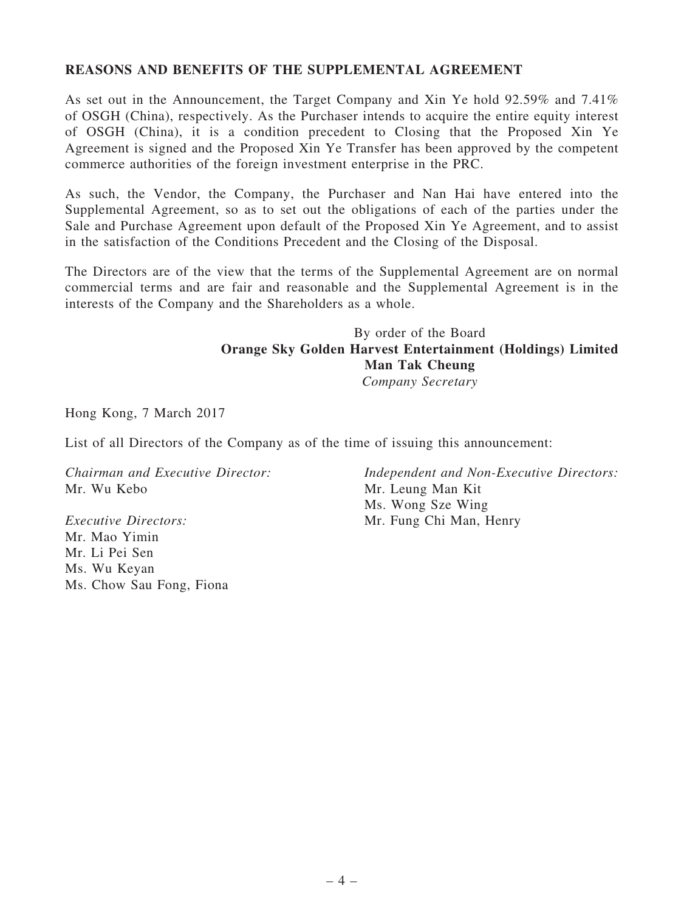**REASONS AND BENEFITS OF THE SUPPLEMENTAL AGREEMENT**

As set out in the Announcement, the Target Company and Xin Ye hold 92.59% and 7.41% of OSGH (China), respectively. As the Purchaser intends to acquire the entire equity interest of OSGH (China), it is a condition precedent to Closing that the Proposed Xin Ye Agreement is signed and the Proposed Xin Ye Transfer has been approved by the competent commerce authorities of the foreign investment enterprise in the PRC.

As such, the Vendor, the Company, the Purchaser and Nan Hai have entered into the Supplemental Agreement, so as to set out the obligations of each of the parties under the Sale and Purchase Agreement upon default of the Proposed Xin Ye Agreement, and to assist in the satisfaction of the Conditions Precedent and the Closing of the Disposal.

The Directors are of the view that the terms of the Supplemental Agreement are on normal commercial terms and are fair and reasonable and the Supplemental Agreement is in the interests of the Company and the Shareholders as a whole.

By order of the Board
**Orange Sky Golden Harvest Entertainment (Holdings) Limited**
**Man Tak Cheung**
*Company Secretary*

Hong Kong, 7 March 2017

List of all Directors of the Company as of the time of issuing this announcement:

*Chairman and Executive Director:*
Mr. Wu Kebo

*Executive Directors:*
Mr. Mao Yimin
Mr. Li Pei Sen
Ms. Wu Keyan
Ms. Chow Sau Fong, Fiona

*Independent and Non-Executive Directors:*
Mr. Leung Man Kit
Ms. Wong Sze Wing
Mr. Fung Chi Man, Henry